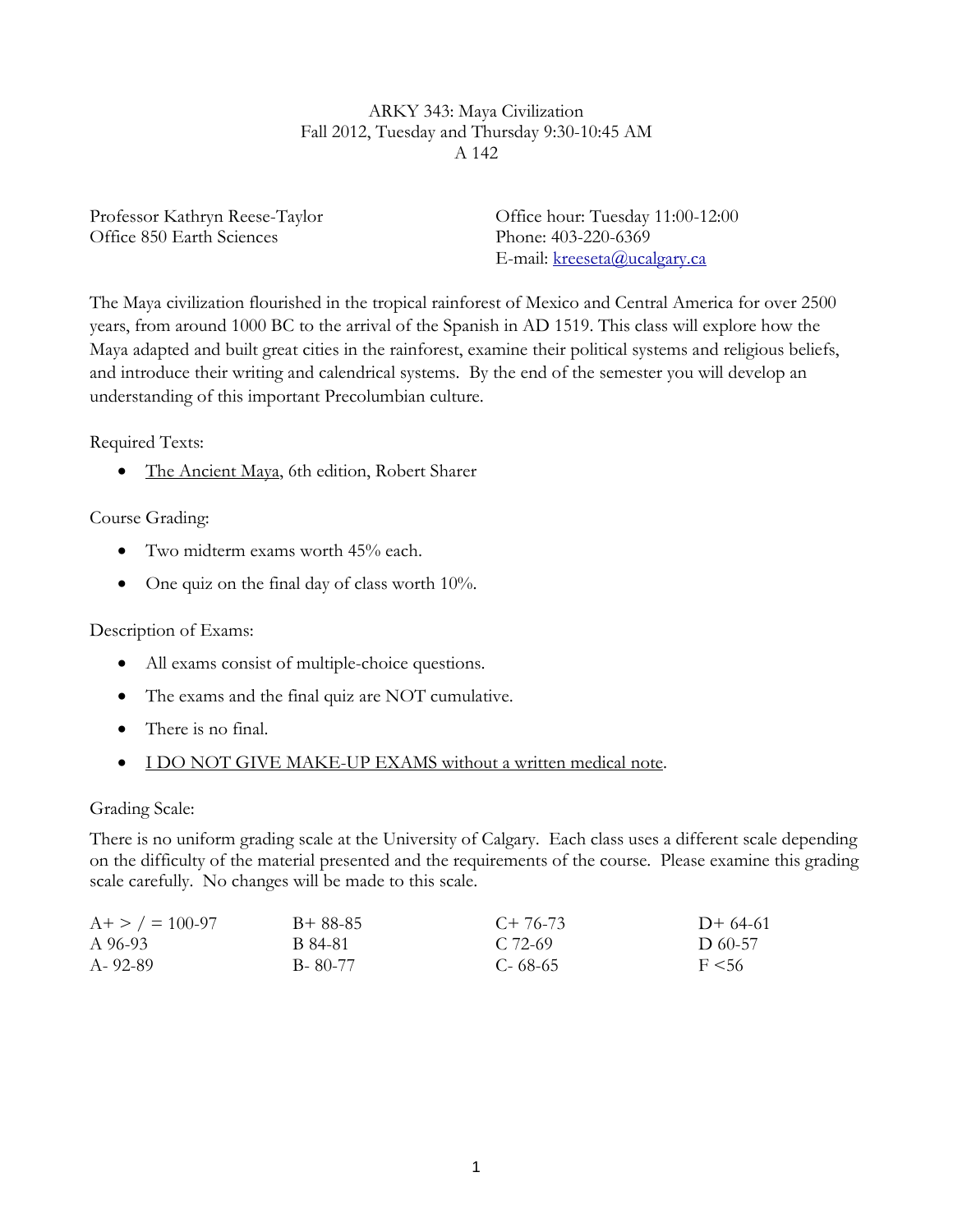# ARKY 343: Maya Civilization

Fall 2012, Tuesday and Thursday 9:30-10:45 AM

A 142

Professor Kathryn Reese-Taylor
Office 850 Earth Sciences

Office hour: Tuesday 11:00-12:00
Phone: 403-220-6369
E-mail: kreeseta@ucalgary.ca

The Maya civilization flourished in the tropical rainforest of Mexico and Central America for over 2500 years, from around 1000 BC to the arrival of the Spanish in AD 1519. This class will explore how the Maya adapted and built great cities in the rainforest, examine their political systems and religious beliefs, and introduce their writing and calendrical systems. By the end of the semester you will develop an understanding of this important Precolumbian culture.

Required Texts:

- The Ancient Maya, 6th edition, Robert Sharer

Course Grading:

- Two midterm exams worth 45% each.
- One quiz on the final day of class worth 10%.

Description of Exams:

- All exams consist of multiple-choice questions.
- The exams and the final quiz are NOT cumulative.
- There is no final.
- I DO NOT GIVE MAKE-UP EXAMS without a written medical note.

Grading Scale:

There is no uniform grading scale at the University of Calgary. Each class uses a different scale depending on the difficulty of the material presented and the requirements of the course. Please examine this grading scale carefully. No changes will be made to this scale.

| | | | |
|---|---|---|---|
| A+ > / = 100-97 | B+ 88-85 | C+ 76-73 | D+ 64-61 |
| A 96-93 | B 84-81 | C 72-69 | D 60-57 |
| A- 92-89 | B- 80-77 | C- 68-65 | F <56 |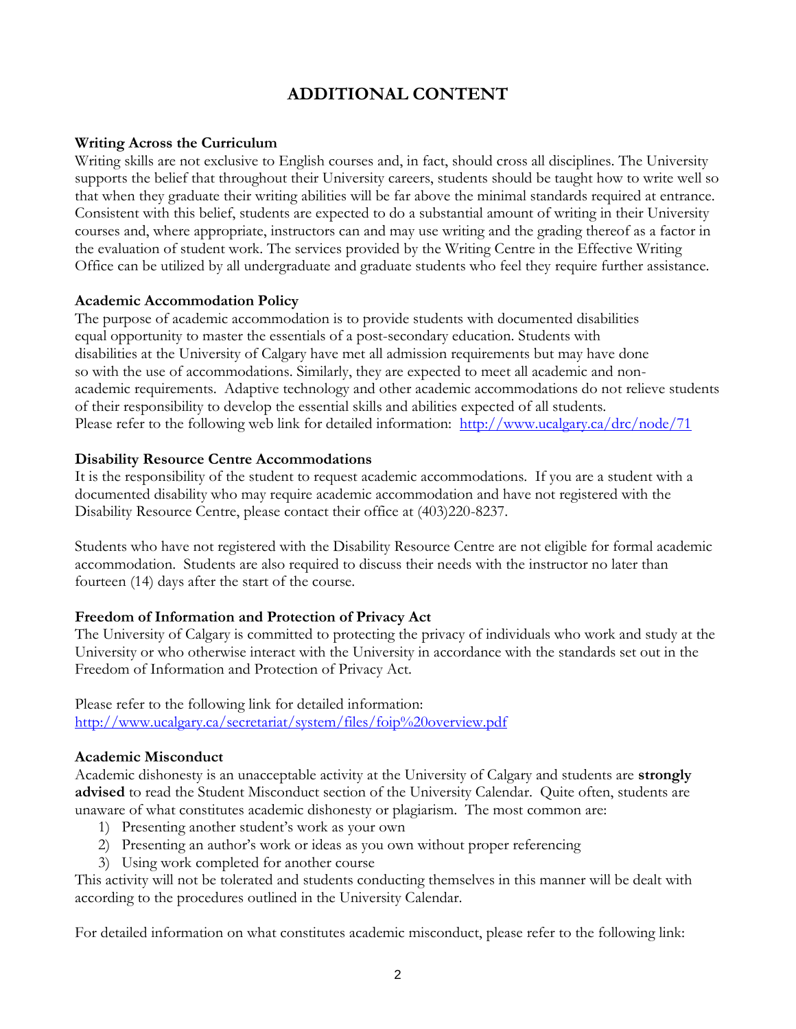# ADDITIONAL CONTENT

### Writing Across the Curriculum

Writing skills are not exclusive to English courses and, in fact, should cross all disciplines. The University supports the belief that throughout their University careers, students should be taught how to write well so that when they graduate their writing abilities will be far above the minimal standards required at entrance. Consistent with this belief, students are expected to do a substantial amount of writing in their University courses and, where appropriate, instructors can and may use writing and the grading thereof as a factor in the evaluation of student work. The services provided by the Writing Centre in the Effective Writing Office can be utilized by all undergraduate and graduate students who feel they require further assistance.

### Academic Accommodation Policy

The purpose of academic accommodation is to provide students with documented disabilities equal opportunity to master the essentials of a post-secondary education. Students with disabilities at the University of Calgary have met all admission requirements but may have done so with the use of accommodations. Similarly, they are expected to meet all academic and non-academic requirements. Adaptive technology and other academic accommodations do not relieve students of their responsibility to develop the essential skills and abilities expected of all students. Please refer to the following web link for detailed information: [http://www.ucalgary.ca/drc/node/71](http://www.ucalgary.ca/drc/node/71)

### Disability Resource Centre Accommodations

It is the responsibility of the student to request academic accommodations. If you are a student with a documented disability who may require academic accommodation and have not registered with the Disability Resource Centre, please contact their office at (403)220-8237.

Students who have not registered with the Disability Resource Centre are not eligible for formal academic accommodation. Students are also required to discuss their needs with the instructor no later than fourteen (14) days after the start of the course.

### Freedom of Information and Protection of Privacy Act

The University of Calgary is committed to protecting the privacy of individuals who work and study at the University or who otherwise interact with the University in accordance with the standards set out in the Freedom of Information and Protection of Privacy Act.

Please refer to the following link for detailed information:
[http://www.ucalgary.ca/secretariat/system/files/foip%20overview.pdf](http://www.ucalgary.ca/secretariat/system/files/foip%20overview.pdf)

### Academic Misconduct

Academic dishonesty is an unacceptable activity at the University of Calgary and students are **strongly advised** to read the Student Misconduct section of the University Calendar. Quite often, students are unaware of what constitutes academic dishonesty or plagiarism. The most common are:

1) Presenting another student's work as your own
2) Presenting an author's work or ideas as you own without proper referencing
3) Using work completed for another course

This activity will not be tolerated and students conducting themselves in this manner will be dealt with according to the procedures outlined in the University Calendar.

For detailed information on what constitutes academic misconduct, please refer to the following link: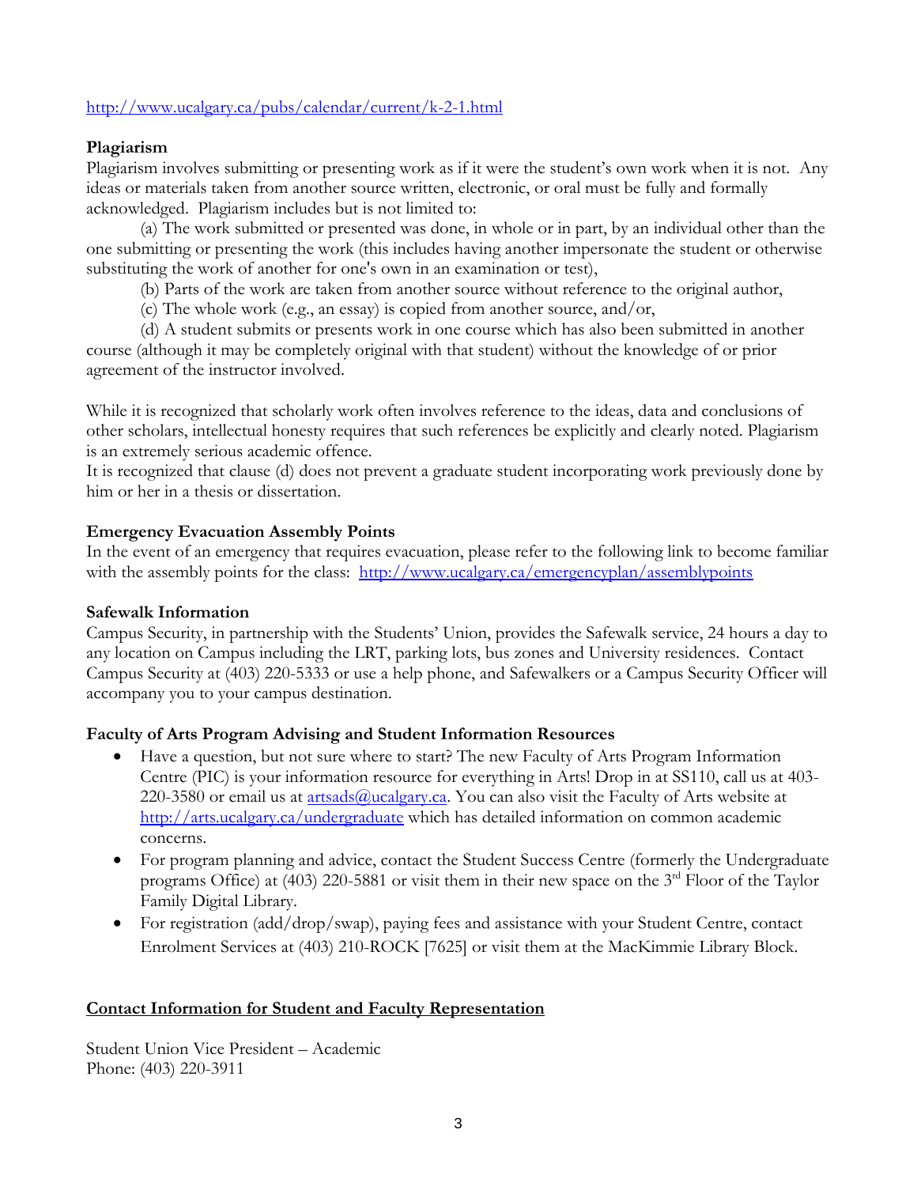http://www.ucalgary.ca/pubs/calendar/current/k-2-1.html

**Plagiarism**

Plagiarism involves submitting or presenting work as if it were the student's own work when it is not. Any ideas or materials taken from another source written, electronic, or oral must be fully and formally acknowledged. Plagiarism includes but is not limited to:

(a) The work submitted or presented was done, in whole or in part, by an individual other than the one submitting or presenting the work (this includes having another impersonate the student or otherwise substituting the work of another for one's own in an examination or test),

(b) Parts of the work are taken from another source without reference to the original author,

(c) The whole work (e.g., an essay) is copied from another source, and/or,

(d) A student submits or presents work in one course which has also been submitted in another course (although it may be completely original with that student) without the knowledge of or prior agreement of the instructor involved.

While it is recognized that scholarly work often involves reference to the ideas, data and conclusions of other scholars, intellectual honesty requires that such references be explicitly and clearly noted. Plagiarism is an extremely serious academic offence.
It is recognized that clause (d) does not prevent a graduate student incorporating work previously done by him or her in a thesis or dissertation.

**Emergency Evacuation Assembly Points**

In the event of an emergency that requires evacuation, please refer to the following link to become familiar with the assembly points for the class: http://www.ucalgary.ca/emergencyplan/assemblypoints

**Safewalk Information**

Campus Security, in partnership with the Students' Union, provides the Safewalk service, 24 hours a day to any location on Campus including the LRT, parking lots, bus zones and University residences. Contact Campus Security at (403) 220-5333 or use a help phone, and Safewalkers or a Campus Security Officer will accompany you to your campus destination.

**Faculty of Arts Program Advising and Student Information Resources**

- Have a question, but not sure where to start? The new Faculty of Arts Program Information Centre (PIC) is your information resource for everything in Arts! Drop in at SS110, call us at 403-220-3580 or email us at artsads@ucalgary.ca. You can also visit the Faculty of Arts website at http://arts.ucalgary.ca/undergraduate which has detailed information on common academic concerns.
- For program planning and advice, contact the Student Success Centre (formerly the Undergraduate programs Office) at (403) 220-5881 or visit them in their new space on the 3rd Floor of the Taylor Family Digital Library.
- For registration (add/drop/swap), paying fees and assistance with your Student Centre, contact Enrolment Services at (403) 210-ROCK [7625] or visit them at the MacKimmie Library Block.

**Contact Information for Student and Faculty Representation**

Student Union Vice President – Academic
Phone: (403) 220-3911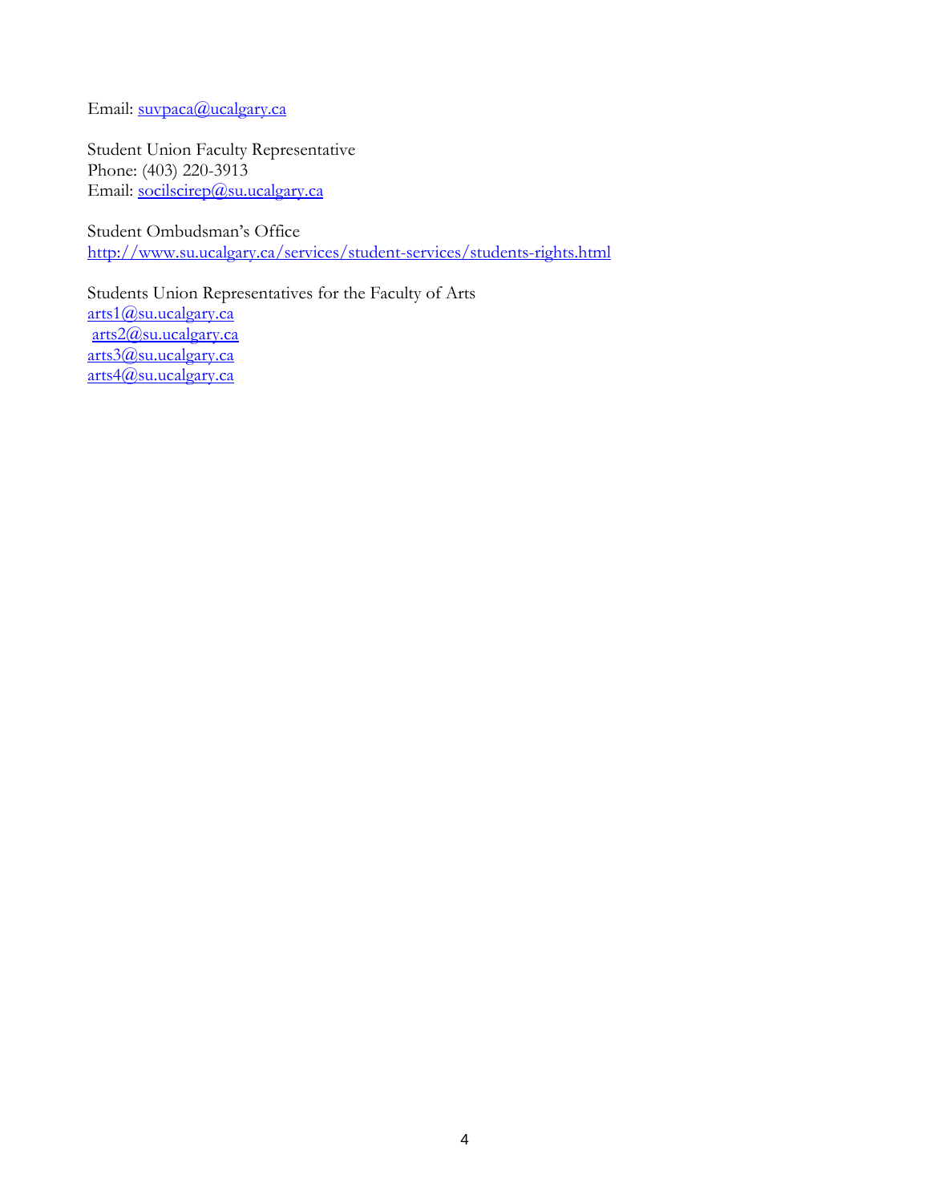Email: suvpaca@ucalgary.ca

Student Union Faculty Representative
Phone: (403) 220-3913
Email: socilscirep@su.ucalgary.ca

Student Ombudsman's Office
http://www.su.ucalgary.ca/services/student-services/students-rights.html

Students Union Representatives for the Faculty of Arts
arts1@su.ucalgary.ca
arts2@su.ucalgary.ca
arts3@su.ucalgary.ca
arts4@su.ucalgary.ca